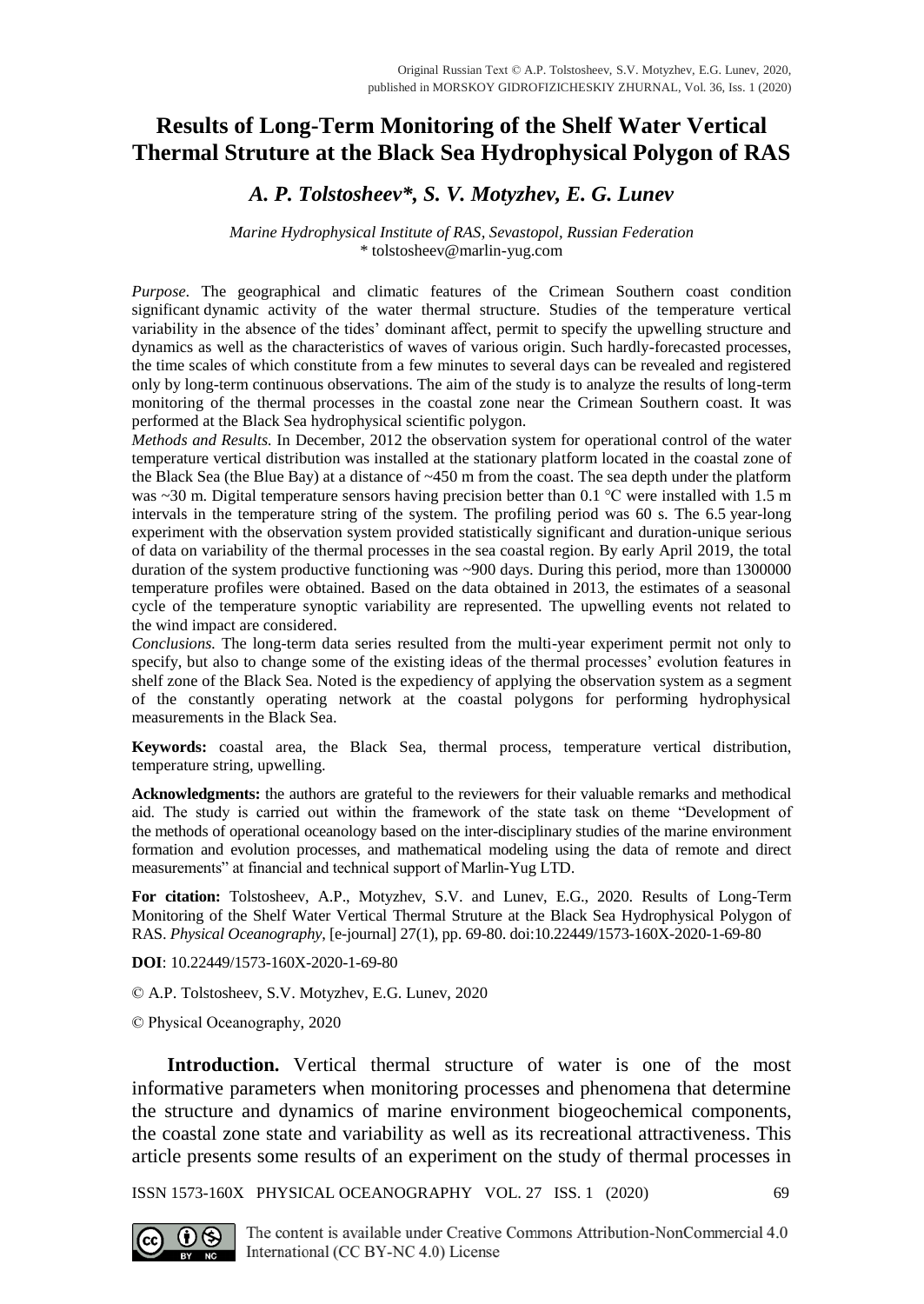Original Russian Text © A.P. Tolstosheev, S.V. Motyzhev, E.G. Lunev, 2020, published in MORSKOY GIDROFIZICHESKIY ZHURNAL, Vol. 36, Iss. 1 (2020)

# Results of Long-Term Monitoring of the Shelf Water Vertical Thermal Struture at the Black Sea Hydrophysical Polygon of RAS

## *A. P. Tolstosheev\*, S. V. Motyzhev, E. G. Lunev*

*Marine Hydrophysical Institute of RAS, Sevastopol, Russian Federation*
\* tolstosheev@marlin-yug.com

*Purpose.* The geographical and climatic features of the Crimean Southern coast condition significant dynamic activity of the water thermal structure. Studies of the temperature vertical variability in the absence of the tides' dominant affect, permit to specify the upwelling structure and dynamics as well as the characteristics of waves of various origin. Such hardly-forecasted processes, the time scales of which constitute from a few minutes to several days can be revealed and registered only by long-term continuous observations. The aim of the study is to analyze the results of long-term monitoring of the thermal processes in the coastal zone near the Crimean Southern coast. It was performed at the Black Sea hydrophysical scientific polygon.

*Methods and Results.* In December, 2012 the observation system for operational control of the water temperature vertical distribution was installed at the stationary platform located in the coastal zone of the Black Sea (the Blue Bay) at a distance of ~450 m from the coast. The sea depth under the platform was ~30 m. Digital temperature sensors having precision better than 0.1 °C were installed with 1.5 m intervals in the temperature string of the system. The profiling period was 60 s. The 6.5 year-long experiment with the observation system provided statistically significant and duration-unique serious of data on variability of the thermal processes in the sea coastal region. By early April 2019, the total duration of the system productive functioning was ~900 days. During this period, more than 1300000 temperature profiles were obtained. Based on the data obtained in 2013, the estimates of a seasonal cycle of the temperature synoptic variability are represented. The upwelling events not related to the wind impact are considered.

*Conclusions.* The long-term data series resulted from the multi-year experiment permit not only to specify, but also to change some of the existing ideas of the thermal processes' evolution features in shelf zone of the Black Sea. Noted is the expediency of applying the observation system as a segment of the constantly operating network at the coastal polygons for performing hydrophysical measurements in the Black Sea.

**Keywords:** coastal area, the Black Sea, thermal process, temperature vertical distribution, temperature string, upwelling.

**Acknowledgments:** the authors are grateful to the reviewers for their valuable remarks and methodical aid. The study is carried out within the framework of the state task on theme "Development of the methods of operational oceanology based on the inter-disciplinary studies of the marine environment formation and evolution processes, and mathematical modeling using the data of remote and direct measurements" at financial and technical support of Marlin-Yug LTD.

**For citation:** Tolstosheev, A.P., Motyzhev, S.V. and Lunev, E.G., 2020. Results of Long-Term Monitoring of the Shelf Water Vertical Thermal Struture at the Black Sea Hydrophysical Polygon of RAS. *Physical Oceanography*, [e-journal] 27(1), pp. 69-80. doi:10.22449/1573-160X-2020-1-69-80

**DOI**: 10.22449/1573-160X-2020-1-69-80

© A.P. Tolstosheev, S.V. Motyzhev, E.G. Lunev, 2020

© Physical Oceanography, 2020

**Introduction.** Vertical thermal structure of water is one of the most informative parameters when monitoring processes and phenomena that determine the structure and dynamics of marine environment biogeochemical components, the coastal zone state and variability as well as its recreational attractiveness. This article presents some results of an experiment on the study of thermal processes in

The content is available under Creative Commons Attribution-NonCommercial 4.0 International (CC BY-NC 4.0) License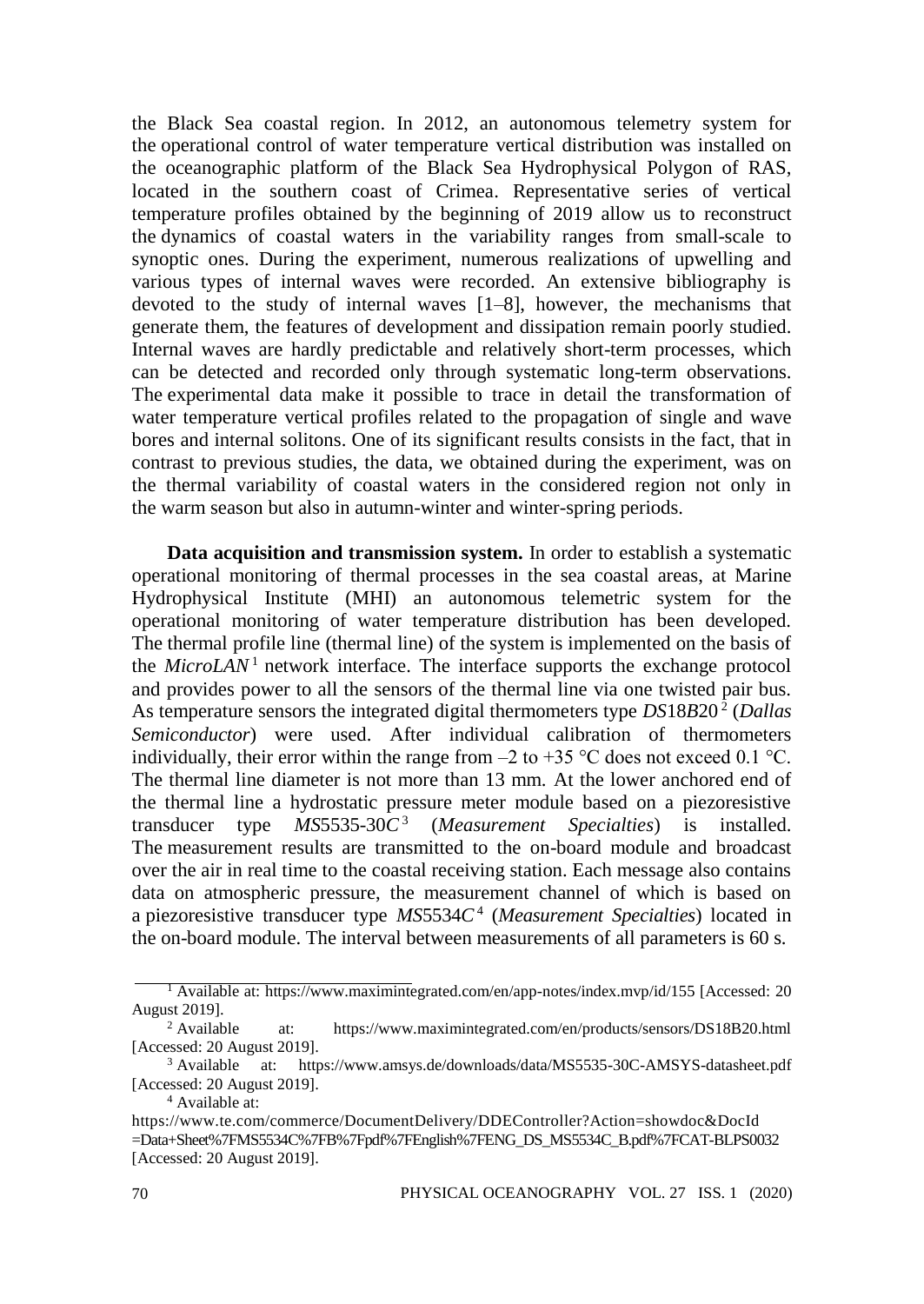the Black Sea coastal region. In 2012, an autonomous telemetry system for the operational control of water temperature vertical distribution was installed on the oceanographic platform of the Black Sea Hydrophysical Polygon of RAS, located in the southern coast of Crimea. Representative series of vertical temperature profiles obtained by the beginning of 2019 allow us to reconstruct the dynamics of coastal waters in the variability ranges from small-scale to synoptic ones. During the experiment, numerous realizations of upwelling and various types of internal waves were recorded. An extensive bibliography is devoted to the study of internal waves [1–8], however, the mechanisms that generate them, the features of development and dissipation remain poorly studied. Internal waves are hardly predictable and relatively short-term processes, which can be detected and recorded only through systematic long-term observations. The experimental data make it possible to trace in detail the transformation of water temperature vertical profiles related to the propagation of single and wave bores and internal solitons. One of its significant results consists in the fact, that in contrast to previous studies, the data, we obtained during the experiment, was on the thermal variability of coastal waters in the considered region not only in the warm season but also in autumn-winter and winter-spring periods.

**Data acquisition and transmission system.** In order to establish a systematic operational monitoring of thermal processes in the sea coastal areas, at Marine Hydrophysical Institute (MHI) an autonomous telemetric system for the operational monitoring of water temperature distribution has been developed. The thermal profile line (thermal line) of the system is implemented on the basis of the *MicroLAN*[1] network interface. The interface supports the exchange protocol and provides power to all the sensors of the thermal line via one twisted pair bus. As temperature sensors the integrated digital thermometers type *DS*18*B*20[2] (*Dallas Semiconductor*) were used. After individual calibration of thermometers individually, their error within the range from –2 to +35 °C does not exceed 0.1 °C. The thermal line diameter is not more than 13 mm. At the lower anchored end of the thermal line a hydrostatic pressure meter module based on a piezoresistive transducer type *MS*5535-30*C*[3] (*Measurement Specialties*) is installed. The measurement results are transmitted to the on-board module and broadcast over the air in real time to the coastal receiving station. Each message also contains data on atmospheric pressure, the measurement channel of which is based on a piezoresistive transducer type *MS*5534*C*[4] (*Measurement Specialties*) located in the on-board module. The interval between measurements of all parameters is 60 s.

---

[1] Available at: https://www.maximintegrated.com/en/app-notes/index.mvp/id/155 [Accessed: 20 August 2019].

[2] Available at: https://www.maximintegrated.com/en/products/sensors/DS18B20.html [Accessed: 20 August 2019].

[3] Available at: https://www.amsys.de/downloads/data/MS5535-30C-AMSYS-datasheet.pdf [Accessed: 20 August 2019].

[4] Available at: https://www.te.com/commerce/DocumentDelivery/DDEController?Action=showdoc&DocId=Data+Sheet%7FMS5534C%7FB%7Fpdf%7FEnglish%7FENG_DS_MS5534C_B.pdf%7FCAT-BLPS0032 [Accessed: 20 August 2019].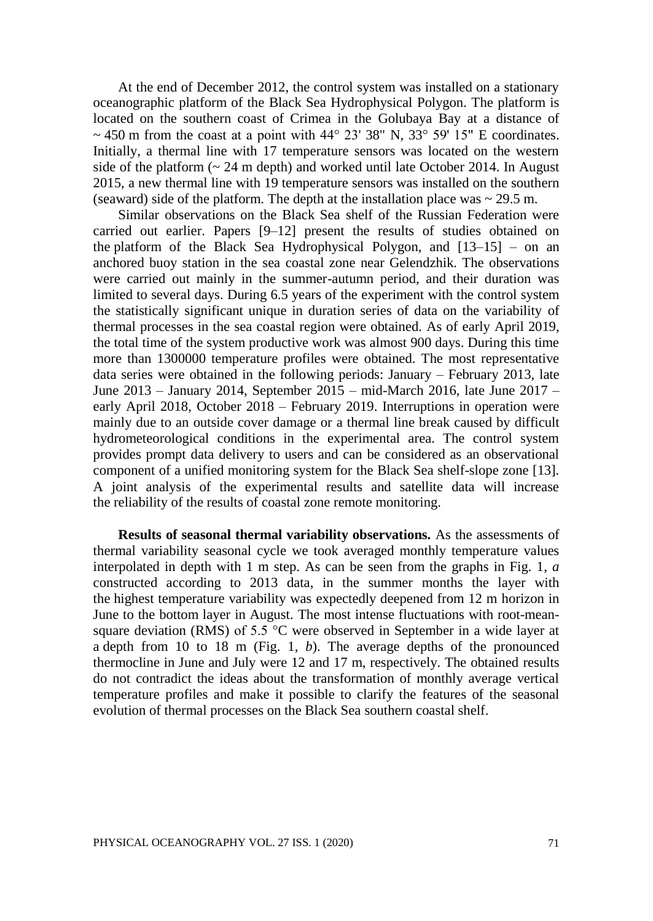At the end of December 2012, the control system was installed on a stationary oceanographic platform of the Black Sea Hydrophysical Polygon. The platform is located on the southern coast of Crimea in the Golubaya Bay at a distance of ~ 450 m from the coast at a point with 44° 23' 38" N, 33° 59' 15" E coordinates. Initially, a thermal line with 17 temperature sensors was located on the western side of the platform (~ 24 m depth) and worked until late October 2014. In August 2015, a new thermal line with 19 temperature sensors was installed on the southern (seaward) side of the platform. The depth at the installation place was ~ 29.5 m.

Similar observations on the Black Sea shelf of the Russian Federation were carried out earlier. Papers [9–12] present the results of studies obtained on the platform of the Black Sea Hydrophysical Polygon, and [13–15] – on an anchored buoy station in the sea coastal zone near Gelendzhik. The observations were carried out mainly in the summer-autumn period, and their duration was limited to several days. During 6.5 years of the experiment with the control system the statistically significant unique in duration series of data on the variability of thermal processes in the sea coastal region were obtained. As of early April 2019, the total time of the system productive work was almost 900 days. During this time more than 1300000 temperature profiles were obtained. The most representative data series were obtained in the following periods: January – February 2013, late June 2013 – January 2014, September 2015 – mid-March 2016, late June 2017 – early April 2018, October 2018 – February 2019. Interruptions in operation were mainly due to an outside cover damage or a thermal line break caused by difficult hydrometeorological conditions in the experimental area. The control system provides prompt data delivery to users and can be considered as an observational component of a unified monitoring system for the Black Sea shelf-slope zone [13]. A joint analysis of the experimental results and satellite data will increase the reliability of the results of coastal zone remote monitoring.

**Results of seasonal thermal variability observations.** As the assessments of thermal variability seasonal cycle we took averaged monthly temperature values interpolated in depth with 1 m step. As can be seen from the graphs in Fig. 1, *a* constructed according to 2013 data, in the summer months the layer with the highest temperature variability was expectedly deepened from 12 m horizon in June to the bottom layer in August. The most intense fluctuations with root-mean-square deviation (RMS) of 5.5 °C were observed in September in a wide layer at a depth from 10 to 18 m (Fig. 1, *b*). The average depths of the pronounced thermocline in June and July were 12 and 17 m, respectively. The obtained results do not contradict the ideas about the transformation of monthly average vertical temperature profiles and make it possible to clarify the features of the seasonal evolution of thermal processes on the Black Sea southern coastal shelf.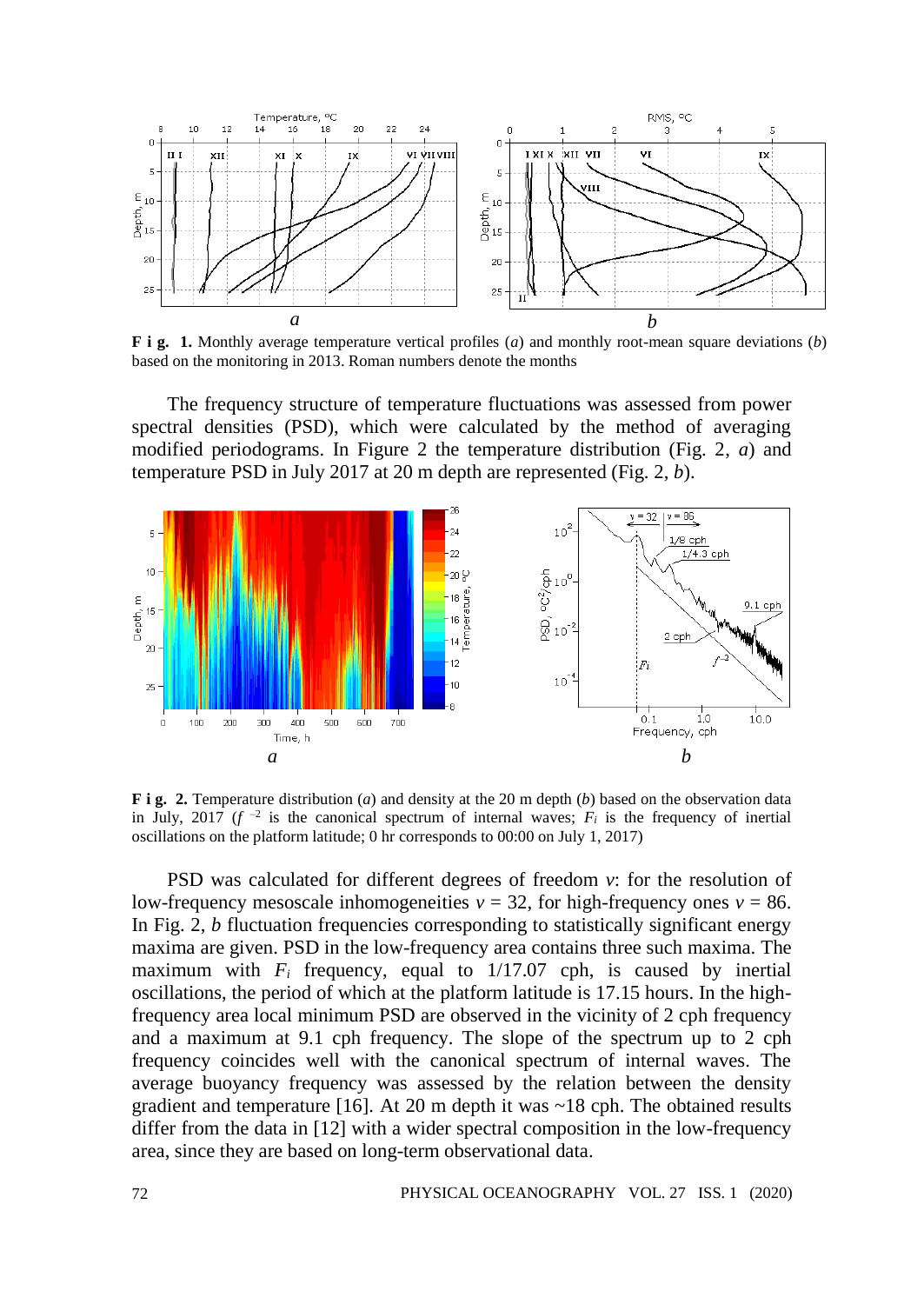**F i g. 1.** Monthly average temperature vertical profiles (*a*) and monthly root-mean square deviations (*b*) based on the monitoring in 2013. Roman numbers denote the months

The frequency structure of temperature fluctuations was assessed from power spectral densities (PSD), which were calculated by the method of averaging modified periodograms. In Figure 2 the temperature distribution (Fig. 2, *a*) and temperature PSD in July 2017 at 20 m depth are represented (Fig. 2, *b*).

**F i g. 2.** Temperature distribution (*a*) and density at the 20 m depth (*b*) based on the observation data in July, 2017 ($f^{-2}$ is the canonical spectrum of internal waves; $F_i$ is the frequency of inertial oscillations on the platform latitude; 0 hr corresponds to 00:00 on July 1, 2017)

PSD was calculated for different degrees of freedom $v$: for the resolution of low-frequency mesoscale inhomogeneities $v = 32$, for high-frequency ones $v = 86$. In Fig. 2, *b* fluctuation frequencies corresponding to statistically significant energy maxima are given. PSD in the low-frequency area contains three such maxima. The maximum with $F_i$ frequency, equal to 1/17.07 cph, is caused by inertial oscillations, the period of which at the platform latitude is 17.15 hours. In the high-frequency area local minimum PSD are observed in the vicinity of 2 cph frequency and a maximum at 9.1 cph frequency. The slope of the spectrum up to 2 cph frequency coincides well with the canonical spectrum of internal waves. The average buoyancy frequency was assessed by the relation between the density gradient and temperature [16]. At 20 m depth it was ~18 cph. The obtained results differ from the data in [12] with a wider spectral composition in the low-frequency area, since they are based on long-term observational data.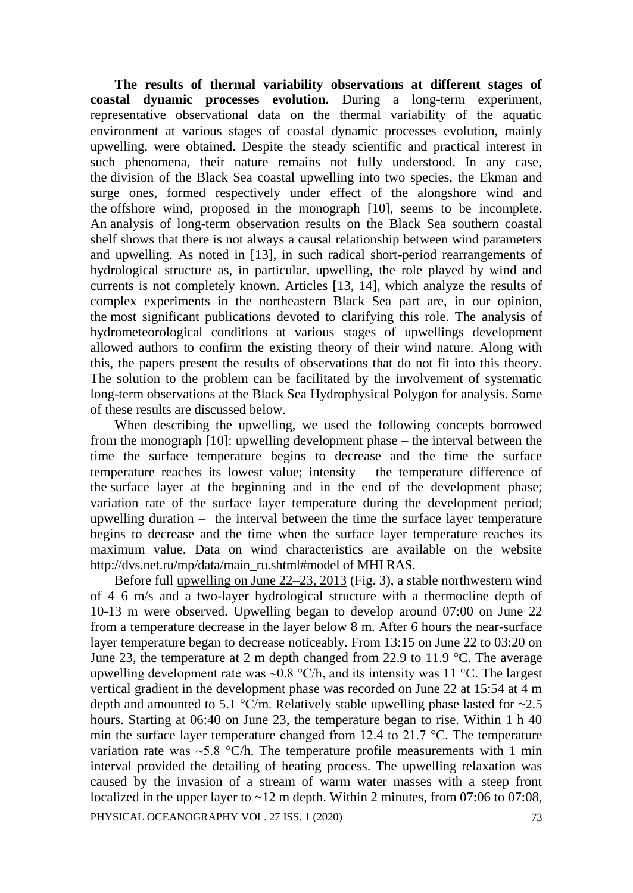**The results of thermal variability observations at different stages of coastal dynamic processes evolution.** During a long-term experiment, representative observational data on the thermal variability of the aquatic environment at various stages of coastal dynamic processes evolution, mainly upwelling, were obtained. Despite the steady scientific and practical interest in such phenomena, their nature remains not fully understood. In any case, the division of the Black Sea coastal upwelling into two species, the Ekman and surge ones, formed respectively under effect of the alongshore wind and the offshore wind, proposed in the monograph [10], seems to be incomplete. An analysis of long-term observation results on the Black Sea southern coastal shelf shows that there is not always a causal relationship between wind parameters and upwelling. As noted in [13], in such radical short-period rearrangements of hydrological structure as, in particular, upwelling, the role played by wind and currents is not completely known. Articles [13, 14], which analyze the results of complex experiments in the northeastern Black Sea part are, in our opinion, the most significant publications devoted to clarifying this role. The analysis of hydrometeorological conditions at various stages of upwellings development allowed authors to confirm the existing theory of their wind nature. Along with this, the papers present the results of observations that do not fit into this theory. The solution to the problem can be facilitated by the involvement of systematic long-term observations at the Black Sea Hydrophysical Polygon for analysis. Some of these results are discussed below.

When describing the upwelling, we used the following concepts borrowed from the monograph [10]: upwelling development phase – the interval between the time the surface temperature begins to decrease and the time the surface temperature reaches its lowest value; intensity – the temperature difference of the surface layer at the beginning and in the end of the development phase; variation rate of the surface layer temperature during the development period; upwelling duration – the interval between the time the surface layer temperature begins to decrease and the time when the surface layer temperature reaches its maximum value. Data on wind characteristics are available on the website http://dvs.net.ru/mp/data/main_ru.shtml#model of MHI RAS.

Before full upwelling on June 22–23, 2013 (Fig. 3), a stable northwestern wind of 4–6 m/s and a two-layer hydrological structure with a thermocline depth of 10-13 m were observed. Upwelling began to develop around 07:00 on June 22 from a temperature decrease in the layer below 8 m. After 6 hours the near-surface layer temperature began to decrease noticeably. From 13:15 on June 22 to 03:20 on June 23, the temperature at 2 m depth changed from 22.9 to 11.9 °C. The average upwelling development rate was ~0.8 °C/h, and its intensity was 11 °C. The largest vertical gradient in the development phase was recorded on June 22 at 15:54 at 4 m depth and amounted to 5.1 °C/m. Relatively stable upwelling phase lasted for ~2.5 hours. Starting at 06:40 on June 23, the temperature began to rise. Within 1 h 40 min the surface layer temperature changed from 12.4 to 21.7 °C. The temperature variation rate was ~5.8 °C/h. The temperature profile measurements with 1 min interval provided the detailing of heating process. The upwelling relaxation was caused by the invasion of a stream of warm water masses with a steep front localized in the upper layer to ~12 m depth. Within 2 minutes, from 07:06 to 07:08,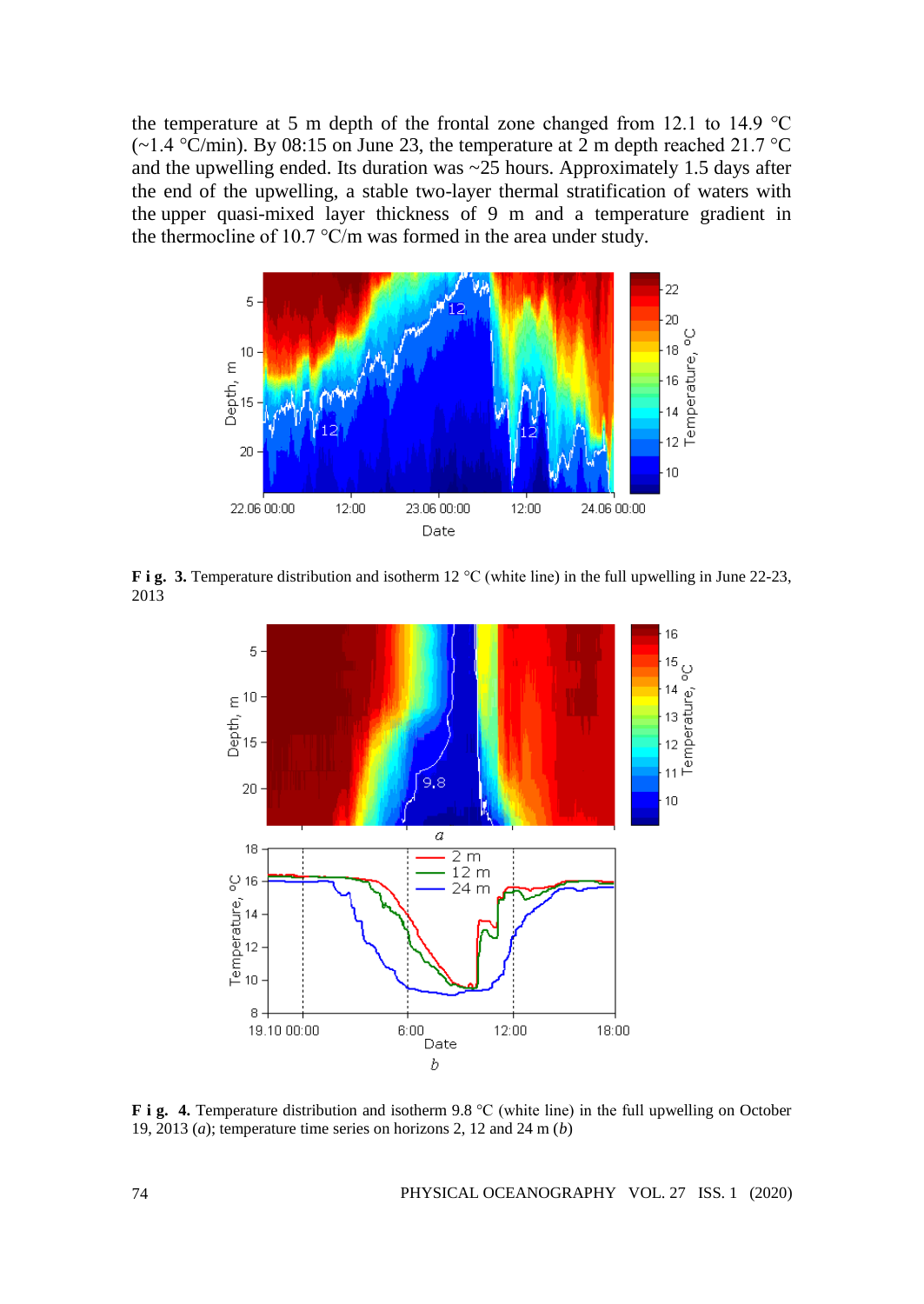the temperature at 5 m depth of the frontal zone changed from 12.1 to 14.9 °C (~1.4 °C/min). By 08:15 on June 23, the temperature at 2 m depth reached 21.7 °C and the upwelling ended. Its duration was ~25 hours. Approximately 1.5 days after the end of the upwelling, a stable two-layer thermal stratification of waters with the upper quasi-mixed layer thickness of 9 m and a temperature gradient in the thermocline of 10.7 °C/m was formed in the area under study.

**F i g. 3.** Temperature distribution and isotherm 12 °C (white line) in the full upwelling in June 22-23, 2013

**F i g. 4.** Temperature distribution and isotherm 9.8 °C (white line) in the full upwelling on October 19, 2013 (*a*); temperature time series on horizons 2, 12 and 24 m (*b*)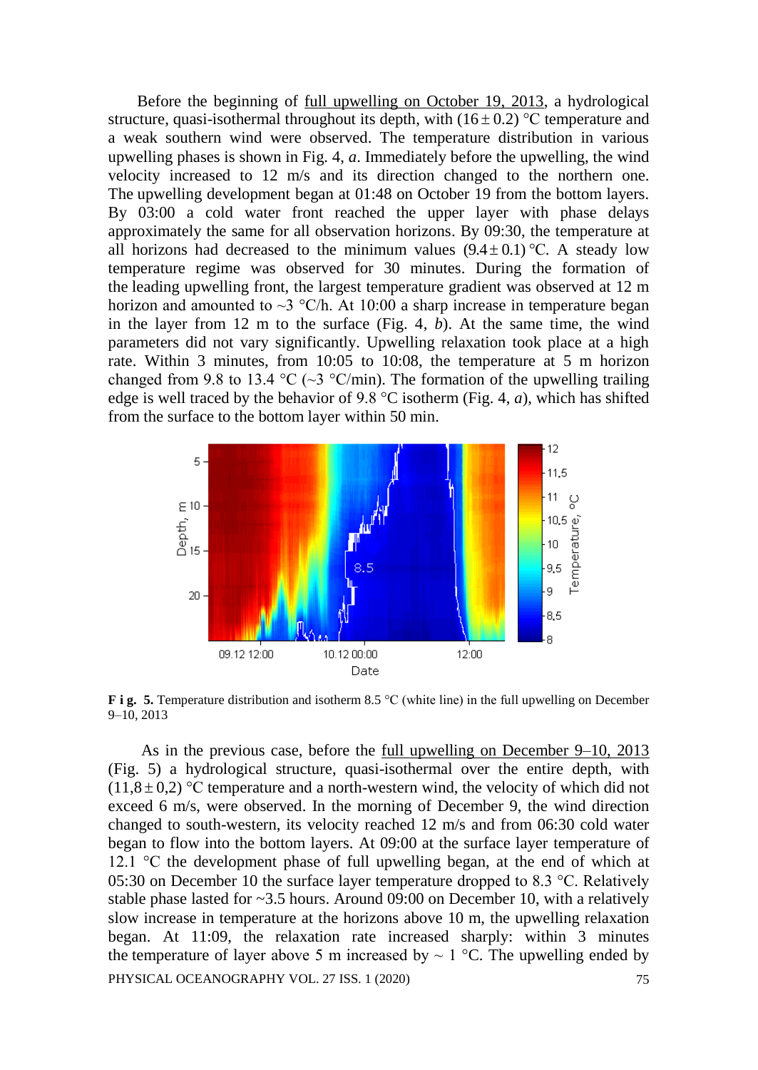Before the beginning of full upwelling on October 19, 2013, a hydrological structure, quasi-isothermal throughout its depth, with $(16 \pm 0.2)$ °C temperature and a weak southern wind were observed. The temperature distribution in various upwelling phases is shown in Fig. 4, *a*. Immediately before the upwelling, the wind velocity increased to 12 m/s and its direction changed to the northern one. The upwelling development began at 01:48 on October 19 from the bottom layers. By 03:00 a cold water front reached the upper layer with phase delays approximately the same for all observation horizons. By 09:30, the temperature at all horizons had decreased to the minimum values $(9.4 \pm 0.1)$ °C. A steady low temperature regime was observed for 30 minutes. During the formation of the leading upwelling front, the largest temperature gradient was observed at 12 m horizon and amounted to ~3 °C/h. At 10:00 a sharp increase in temperature began in the layer from 12 m to the surface (Fig. 4, *b*). At the same time, the wind parameters did not vary significantly. Upwelling relaxation took place at a high rate. Within 3 minutes, from 10:05 to 10:08, the temperature at 5 m horizon changed from 9.8 to 13.4 °C (~3 °C/min). The formation of the upwelling trailing edge is well traced by the behavior of 9.8 °C isotherm (Fig. 4, *a*), which has shifted from the surface to the bottom layer within 50 min.

**F i g. 5.** Temperature distribution and isotherm 8.5 °C (white line) in the full upwelling on December 9–10, 2013

As in the previous case, before the full upwelling on December 9–10, 2013 (Fig. 5) a hydrological structure, quasi-isothermal over the entire depth, with $(11,8 \pm 0,2)$ °C temperature and a north-western wind, the velocity of which did not exceed 6 m/s, were observed. In the morning of December 9, the wind direction changed to south-western, its velocity reached 12 m/s and from 06:30 cold water began to flow into the bottom layers. At 09:00 at the surface layer temperature of 12.1 °C the development phase of full upwelling began, at the end of which at 05:30 on December 10 the surface layer temperature dropped to 8.3 °C. Relatively stable phase lasted for ~3.5 hours. Around 09:00 on December 10, with a relatively slow increase in temperature at the horizons above 10 m, the upwelling relaxation began. At 11:09, the relaxation rate increased sharply: within 3 minutes the temperature of layer above 5 m increased by ~ 1 °C. The upwelling ended by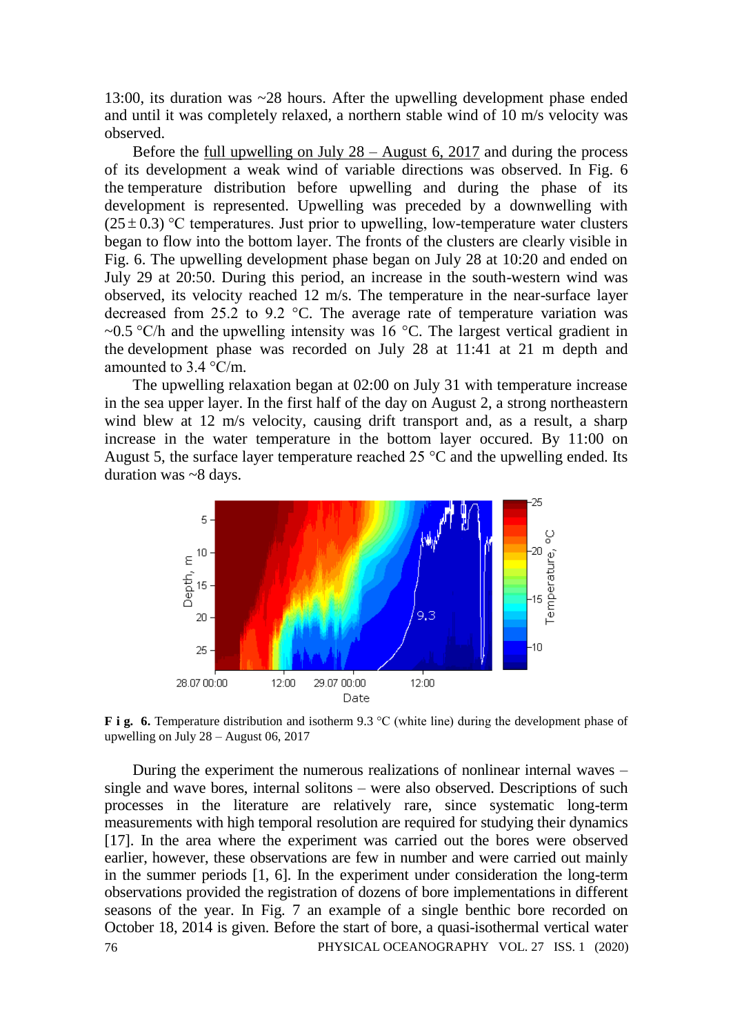13:00, its duration was ~28 hours. After the upwelling development phase ended and until it was completely relaxed, a northern stable wind of 10 m/s velocity was observed.

Before the full upwelling on July 28 – August 6, 2017 and during the process of its development a weak wind of variable directions was observed. In Fig. 6 the temperature distribution before upwelling and during the phase of its development is represented. Upwelling was preceded by a downwelling with $(25 \pm 0.3)$ °C temperatures. Just prior to upwelling, low-temperature water clusters began to flow into the bottom layer. The fronts of the clusters are clearly visible in Fig. 6. The upwelling development phase began on July 28 at 10:20 and ended on July 29 at 20:50. During this period, an increase in the south-western wind was observed, its velocity reached 12 m/s. The temperature in the near-surface layer decreased from 25.2 to 9.2 °C. The average rate of temperature variation was ~0.5 °C/h and the upwelling intensity was 16 °C. The largest vertical gradient in the development phase was recorded on July 28 at 11:41 at 21 m depth and amounted to 3.4 °C/m.

The upwelling relaxation began at 02:00 on July 31 with temperature increase in the sea upper layer. In the first half of the day on August 2, a strong northeastern wind blew at 12 m/s velocity, causing drift transport and, as a result, a sharp increase in the water temperature in the bottom layer occured. By 11:00 on August 5, the surface layer temperature reached 25 °C and the upwelling ended. Its duration was ~8 days.

**F i g. 6.** Temperature distribution and isotherm 9.3 °C (white line) during the development phase of upwelling on July 28 – August 06, 2017

During the experiment the numerous realizations of nonlinear internal waves – single and wave bores, internal solitons – were also observed. Descriptions of such processes in the literature are relatively rare, since systematic long-term measurements with high temporal resolution are required for studying their dynamics [17]. In the area where the experiment was carried out the bores were observed earlier, however, these observations are few in number and were carried out mainly in the summer periods [1, 6]. In the experiment under consideration the long-term observations provided the registration of dozens of bore implementations in different seasons of the year. In Fig. 7 an example of a single benthic bore recorded on October 18, 2014 is given. Before the start of bore, a quasi-isothermal vertical water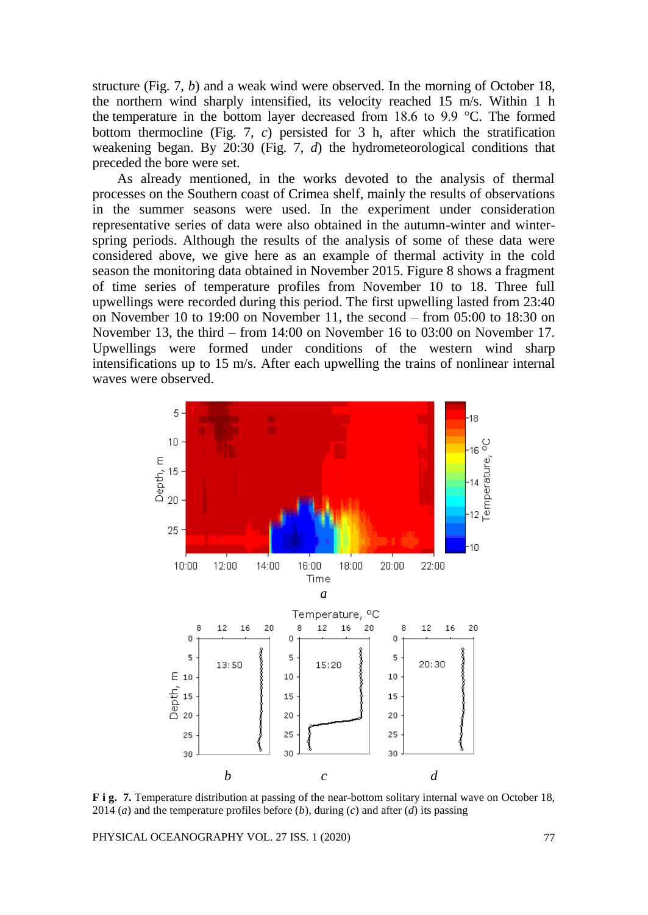structure (Fig. 7, *b*) and a weak wind were observed. In the morning of October 18, the northern wind sharply intensified, its velocity reached 15 m/s. Within 1 h the temperature in the bottom layer decreased from 18.6 to 9.9 °C. The formed bottom thermocline (Fig. 7, *c*) persisted for 3 h, after which the stratification weakening began. By 20:30 (Fig. 7, *d*) the hydrometeorological conditions that preceded the bore were set.

As already mentioned, in the works devoted to the analysis of thermal processes on the Southern coast of Crimea shelf, mainly the results of observations in the summer seasons were used. In the experiment under consideration representative series of data were also obtained in the autumn-winter and winter-spring periods. Although the results of the analysis of some of these data were considered above, we give here as an example of thermal activity in the cold season the monitoring data obtained in November 2015. Figure 8 shows a fragment of time series of temperature profiles from November 10 to 18. Three full upwellings were recorded during this period. The first upwelling lasted from 23:40 on November 10 to 19:00 on November 11, the second – from 05:00 to 18:30 on November 13, the third – from 14:00 on November 16 to 03:00 on November 17. Upwellings were formed under conditions of the western wind sharp intensifications up to 15 m/s. After each upwelling the trains of nonlinear internal waves were observed.

**F i g. 7.** Temperature distribution at passing of the near-bottom solitary internal wave on October 18, 2014 (*a*) and the temperature profiles before (*b*), during (*c*) and after (*d*) its passing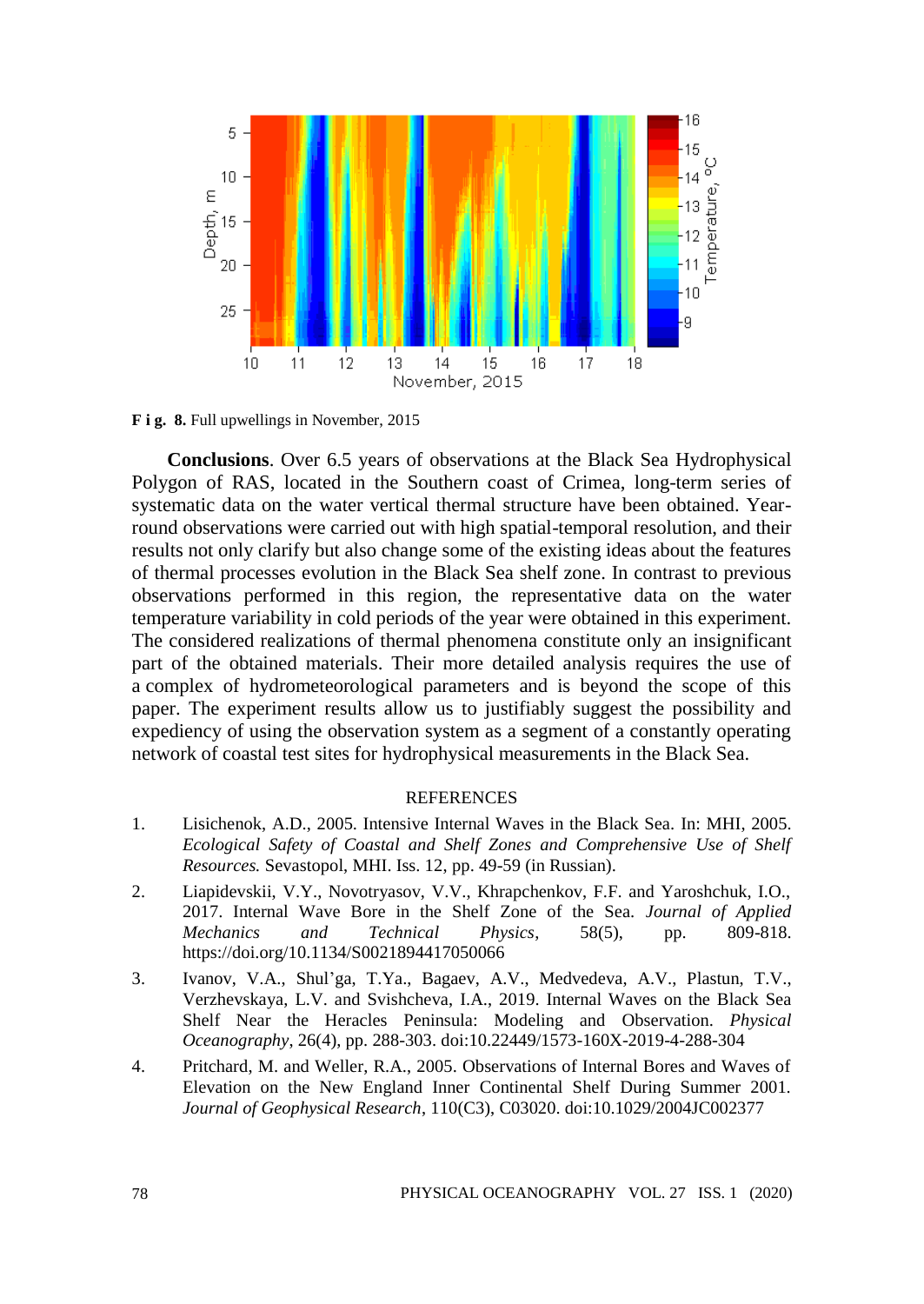**Fig. 8.** Full upwellings in November, 2015

**Conclusions**. Over 6.5 years of observations at the Black Sea Hydrophysical Polygon of RAS, located in the Southern coast of Crimea, long-term series of systematic data on the water vertical thermal structure have been obtained. Year-round observations were carried out with high spatial-temporal resolution, and their results not only clarify but also change some of the existing ideas about the features of thermal processes evolution in the Black Sea shelf zone. In contrast to previous observations performed in this region, the representative data on the water temperature variability in cold periods of the year were obtained in this experiment. The considered realizations of thermal phenomena constitute only an insignificant part of the obtained materials. Their more detailed analysis requires the use of a complex of hydrometeorological parameters and is beyond the scope of this paper. The experiment results allow us to justifiably suggest the possibility and expediency of using the observation system as a segment of a constantly operating network of coastal test sites for hydrophysical measurements in the Black Sea.

## REFERENCES

1. Lisichenok, A.D., 2005. Intensive Internal Waves in the Black Sea. In: MHI, 2005. *Ecological Safety of Coastal and Shelf Zones and Comprehensive Use of Shelf Resources.* Sevastopol, MHI. Iss. 12, pp. 49-59 (in Russian).
2. Liapidevskii, V.Y., Novotryasov, V.V., Khrapchenkov, F.F. and Yaroshchuk, I.O., 2017. Internal Wave Bore in the Shelf Zone of the Sea. *Journal of Applied Mechanics and Technical Physics*, 58(5), pp. 809-818. https://doi.org/10.1134/S0021894417050066
3. Ivanov, V.A., Shul'ga, T.Ya., Bagaev, A.V., Medvedeva, A.V., Plastun, T.V., Verzhevskaya, L.V. and Svishcheva, I.A., 2019. Internal Waves on the Black Sea Shelf Near the Heracles Peninsula: Modeling and Observation. *Physical Oceanography*, 26(4), pp. 288-303. doi:10.22449/1573-160X-2019-4-288-304
4. Pritchard, M. and Weller, R.A., 2005. Observations of Internal Bores and Waves of Elevation on the New England Inner Continental Shelf During Summer 2001. *Journal of Geophysical Research*, 110(C3), C03020. doi:10.1029/2004JC002377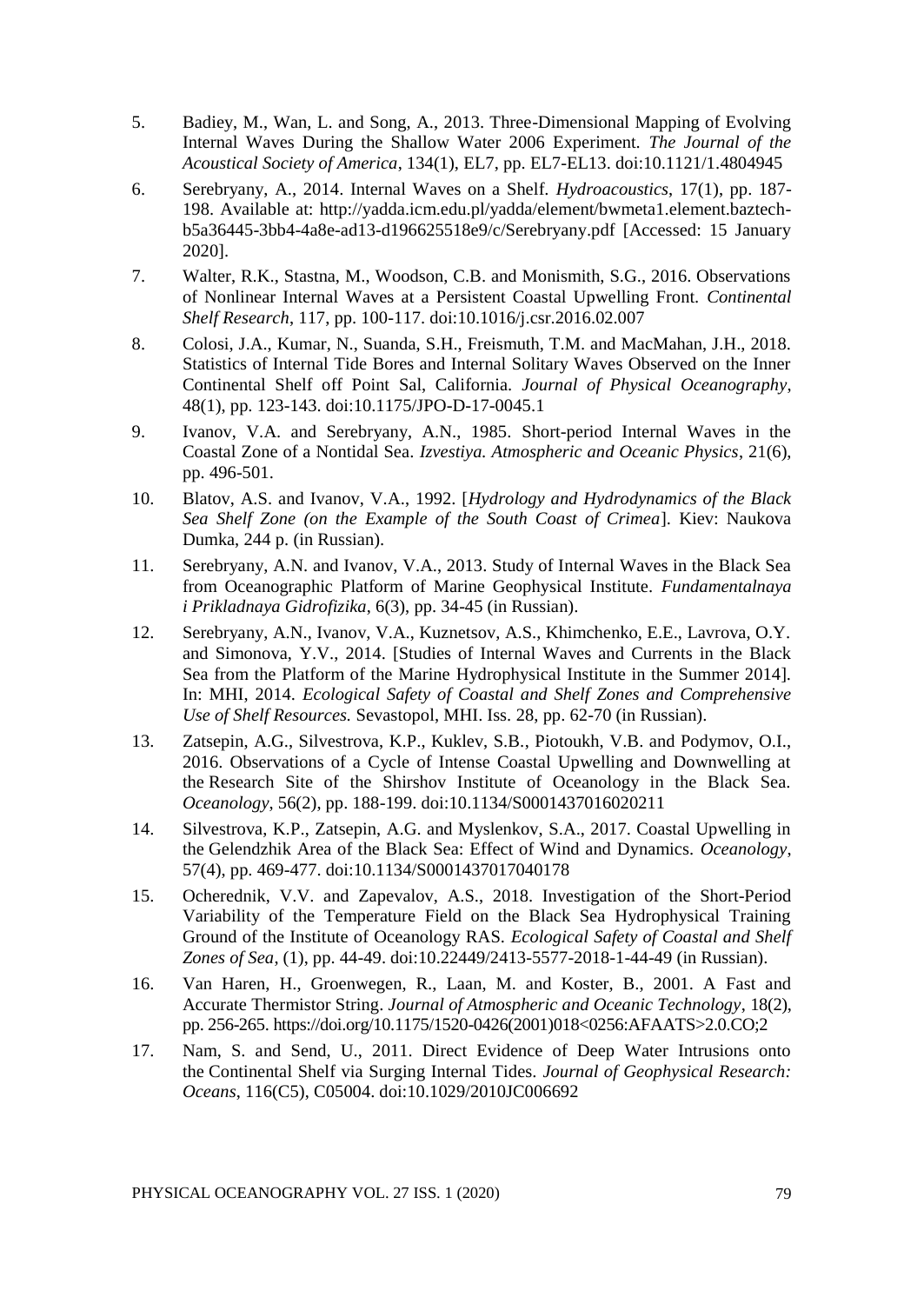5. Badiey, M., Wan, L. and Song, A., 2013. Three-Dimensional Mapping of Evolving Internal Waves During the Shallow Water 2006 Experiment. *The Journal of the Acoustical Society of America*, 134(1), EL7, pp. EL7-EL13. doi:10.1121/1.4804945

6. Serebryany, A., 2014. Internal Waves on a Shelf. *Hydroacoustics*, 17(1), pp. 187-198. Available at: http://yadda.icm.edu.pl/yadda/element/bwmeta1.element.baztech-b5a36445-3bb4-4a8e-ad13-d196625518e9/c/Serebryany.pdf [Accessed: 15 January 2020].

7. Walter, R.K., Stastna, M., Woodson, C.B. and Monismith, S.G., 2016. Observations of Nonlinear Internal Waves at a Persistent Coastal Upwelling Front. *Continental Shelf Research*, 117, pp. 100-117. doi:10.1016/j.csr.2016.02.007

8. Colosi, J.A., Kumar, N., Suanda, S.H., Freismuth, T.M. and MacMahan, J.H., 2018. Statistics of Internal Tide Bores and Internal Solitary Waves Observed on the Inner Continental Shelf off Point Sal, California. *Journal of Physical Oceanography*, 48(1), pp. 123-143. doi:10.1175/JPO-D-17-0045.1

9. Ivanov, V.A. and Serebryany, A.N., 1985. Short-period Internal Waves in the Coastal Zone of a Nontidal Sea. *Izvestiya. Atmospheric and Oceanic Physics*, 21(6), pp. 496-501.

10. Blatov, A.S. and Ivanov, V.A., 1992. [*Hydrology and Hydrodynamics of the Black Sea Shelf Zone (on the Example of the South Coast of Crimea*]. Kiev: Naukova Dumka, 244 p. (in Russian).

11. Serebryany, A.N. and Ivanov, V.A., 2013. Study of Internal Waves in the Black Sea from Oceanographic Platform of Marine Geophysical Institute. *Fundamentalnaya i Prikladnaya Gidrofizika*, 6(3), pp. 34-45 (in Russian).

12. Serebryany, A.N., Ivanov, V.A., Kuznetsov, A.S., Khimchenko, E.E., Lavrova, O.Y. and Simonova, Y.V., 2014. [Studies of Internal Waves and Currents in the Black Sea from the Platform of the Marine Hydrophysical Institute in the Summer 2014]. In: MHI, 2014. *Ecological Safety of Coastal and Shelf Zones and Comprehensive Use of Shelf Resources.* Sevastopol, MHI. Iss. 28, pp. 62-70 (in Russian).

13. Zatsepin, A.G., Silvestrova, K.P., Kuklev, S.B., Piotoukh, V.B. and Podymov, O.I., 2016. Observations of a Cycle of Intense Coastal Upwelling and Downwelling at the Research Site of the Shirshov Institute of Oceanology in the Black Sea. *Oceanology*, 56(2), pp. 188-199. doi:10.1134/S0001437016020211

14. Silvestrova, K.P., Zatsepin, A.G. and Myslenkov, S.A., 2017. Coastal Upwelling in the Gelendzhik Area of the Black Sea: Effect of Wind and Dynamics. *Oceanology*, 57(4), pp. 469-477. doi:10.1134/S0001437017040178

15. Ocherednik, V.V. and Zapevalov, A.S., 2018. Investigation of the Short-Period Variability of the Temperature Field on the Black Sea Hydrophysical Training Ground of the Institute of Oceanology RAS. *Ecological Safety of Coastal and Shelf Zones of Sea*, (1), pp. 44-49. doi:10.22449/2413-5577-2018-1-44-49 (in Russian).

16. Van Haren, H., Groenwegen, R., Laan, M. and Koster, B., 2001. A Fast and Accurate Thermistor String. *Journal of Atmospheric and Oceanic Technology*, 18(2), pp. 256-265. https://doi.org/10.1175/1520-0426(2001)018<0256:AFAATS>2.0.CO;2

17. Nam, S. and Send, U., 2011. Direct Evidence of Deep Water Intrusions onto the Continental Shelf via Surging Internal Tides. *Journal of Geophysical Research: Oceans*, 116(C5), C05004. doi:10.1029/2010JC006692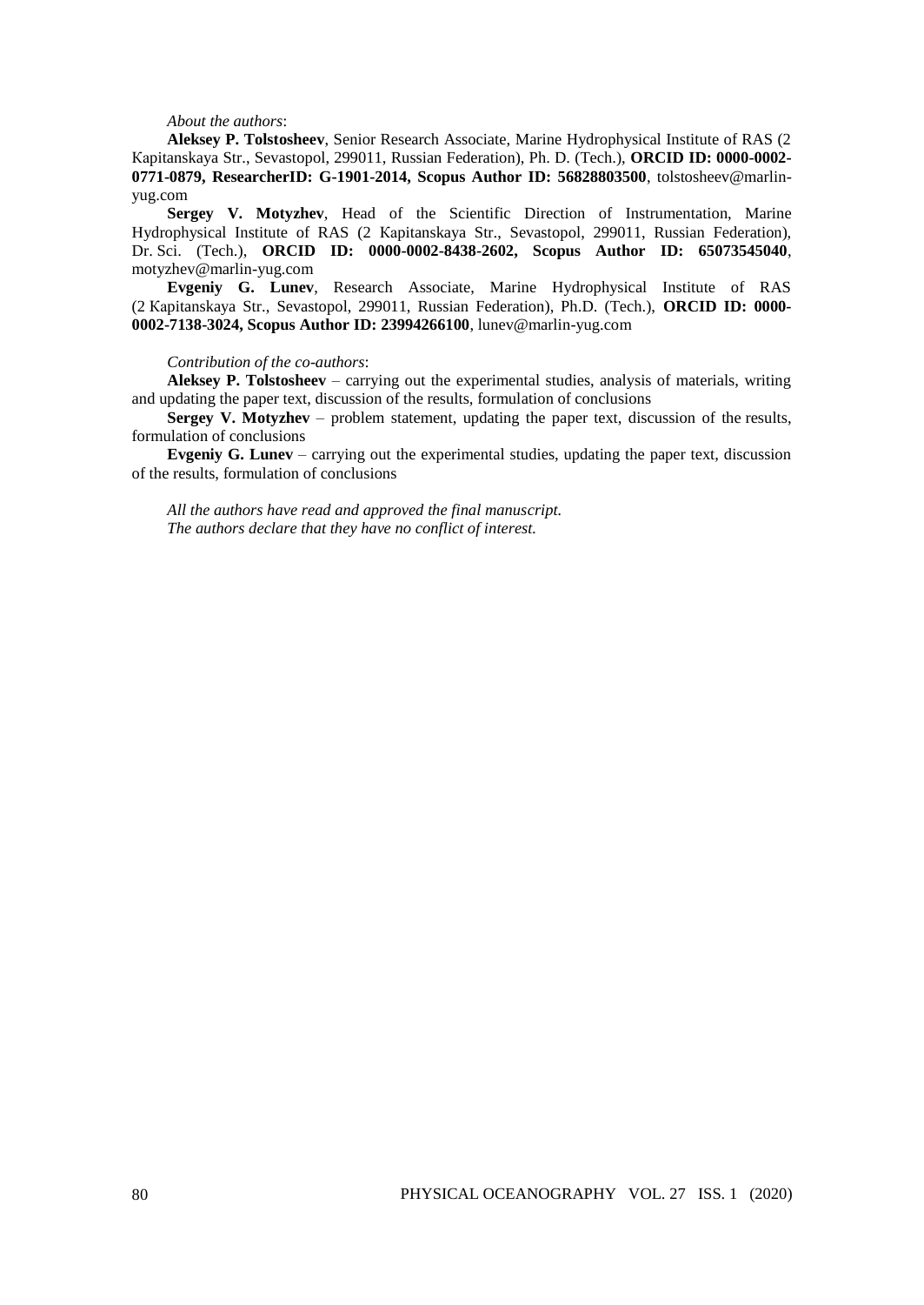*About the authors*:

**Aleksey P. Tolstosheev**, Senior Research Associate, Marine Hydrophysical Institute of RAS (2 Kapitanskaya Str., Sevastopol, 299011, Russian Federation), Ph. D. (Tech.), **ORCID ID: 0000-0002-0771-0879, ResearcherID: G-1901-2014, Scopus Author ID: 56828803500**, tolstosheev@marlin-yug.com

**Sergey V. Motyzhev**, Head of the Scientific Direction of Instrumentation, Marine Hydrophysical Institute of RAS (2 Kapitanskaya Str., Sevastopol, 299011, Russian Federation), Dr. Sci. (Tech.), **ORCID ID: 0000-0002-8438-2602, Scopus Author ID: 65073545040**, motyzhev@marlin-yug.com

**Evgeniy G. Lunev**, Research Associate, Marine Hydrophysical Institute of RAS (2 Kapitanskaya Str., Sevastopol, 299011, Russian Federation), Ph.D. (Tech.), **ORCID ID: 0000-0002-7138-3024, Scopus Author ID: 23994266100**, lunev@marlin-yug.com

*Contribution of the co-authors*:

**Aleksey P. Tolstosheev** – carrying out the experimental studies, analysis of materials, writing and updating the paper text, discussion of the results, formulation of conclusions

**Sergey V. Motyzhev** – problem statement, updating the paper text, discussion of the results, formulation of conclusions

**Evgeniy G. Lunev** – carrying out the experimental studies, updating the paper text, discussion of the results, formulation of conclusions

*All the authors have read and approved the final manuscript.*
*The authors declare that they have no conflict of interest.*